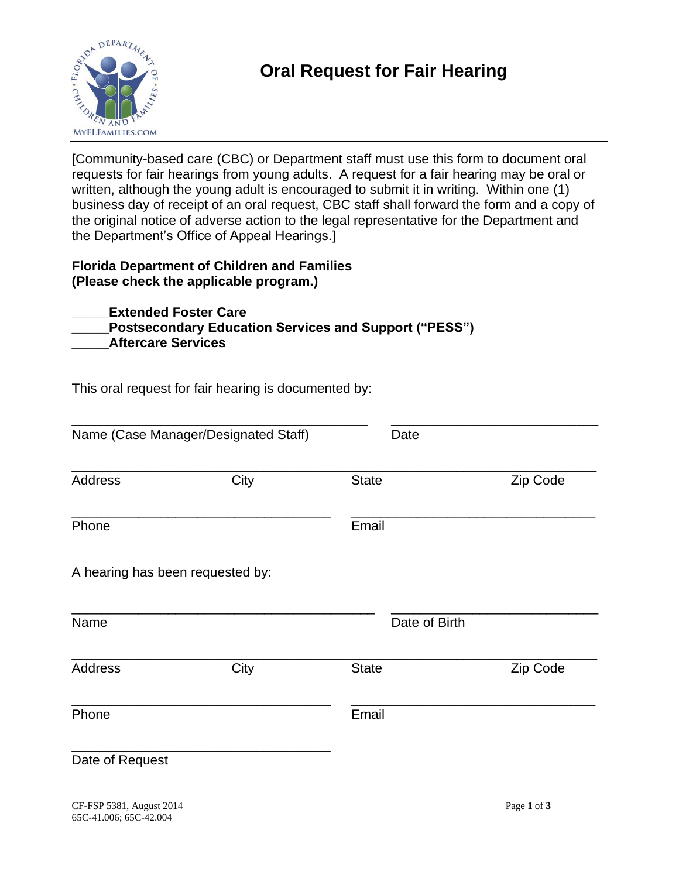# Oral Request for Fair Hearing

[Community-based care (CBC) or Department staff must use this form to document oral requests for fair hearings from young adults. A request for a fair hearing may be oral or written, although the young adult is encouraged to submit it in writing. Within one (1) business day of receipt of an oral request, CBC staff shall forward the form and a copy of the original notice of adverse action to the legal representative for the Department and the Department's Office of Appeal Hearings.]

**Florida Department of Children and Families**
**(Please check the applicable program.)**

_____**Extended Foster Care**
_____**Postsecondary Education Services and Support ("PESS")**
_____**Aftercare Services**

This oral request for fair hearing is documented by:

_________________________________________ ____________________________
Name (Case Manager/Designated Staff) Date

______________________________________________________________________
Address City State Zip Code

___________________________________ _________________________________
Phone Email

A hearing has been requested by:

_________________________________________ ____________________________
Name Date of Birth

______________________________________________________________________
Address City State Zip Code

___________________________________ _________________________________
Phone Email

___________________________________
Date of Request

CF-FSP 5381, August 2014
65C-41.006; 65C-42.004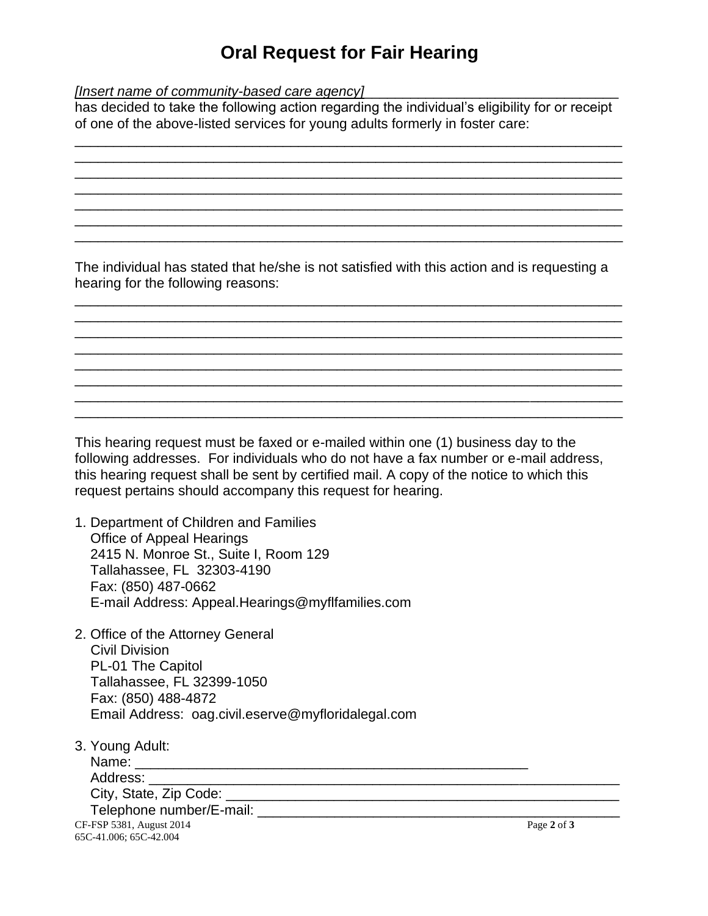# Oral Request for Fair Hearing

*[Insert name of community-based care agency]* ________________________________
has decided to take the following action regarding the individual's eligibility for or receipt of one of the above-listed services for young adults formerly in foster care:

________________________________________________________________________
________________________________________________________________________
________________________________________________________________________
________________________________________________________________________
________________________________________________________________________
________________________________________________________________________
________________________________________________________________________

The individual has stated that he/she is not satisfied with this action and is requesting a hearing for the following reasons:

________________________________________________________________________
________________________________________________________________________
________________________________________________________________________
________________________________________________________________________
________________________________________________________________________
________________________________________________________________________
________________________________________________________________________
________________________________________________________________________

This hearing request must be faxed or e-mailed within one (1) business day to the following addresses. For individuals who do not have a fax number or e-mail address, this hearing request shall be sent by certified mail. A copy of the notice to which this request pertains should accompany this request for hearing.

1. Department of Children and Families
   Office of Appeal Hearings
   2415 N. Monroe St., Suite I, Room 129
   Tallahassee, FL 32303-4190
   Fax: (850) 487-0662
   E-mail Address: Appeal.Hearings@myflfamilies.com

2. Office of the Attorney General
   Civil Division
   PL-01 The Capitol
   Tallahassee, FL 32399-1050
   Fax: (850) 488-4872
   Email Address: oag.civil.eserve@myfloridalegal.com

3. Young Adult:
   Name: ____________________________________________________
   Address: _______________________________________________________
   City, State, Zip Code: ____________________________________________
   Telephone number/E-mail: _________________________________________

CF-FSP 5381, August 2014
65C-41.006; 65C-42.004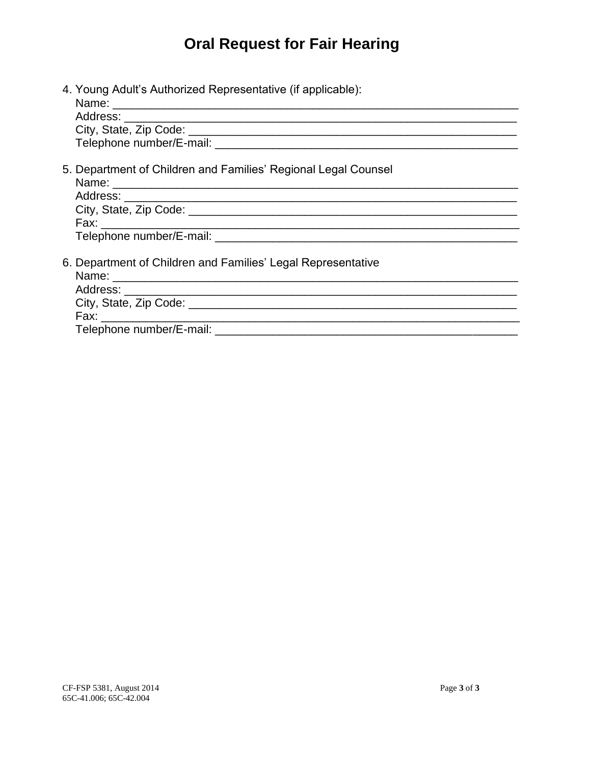# Oral Request for Fair Hearing

4. Young Adult's Authorized Representative (if applicable):
   Name: ______________________________________________________________
   Address: ____________________________________________________________
   City, State, Zip Code: _________________________________________________
   Telephone number/E-mail: _____________________________________________

5. Department of Children and Families' Regional Legal Counsel
   Name: ______________________________________________________________
   Address: ____________________________________________________________
   City, State, Zip Code: _________________________________________________
   Fax: ________________________________________________________________
   Telephone number/E-mail: _____________________________________________

6. Department of Children and Families' Legal Representative
   Name: ______________________________________________________________
   Address: ____________________________________________________________
   City, State, Zip Code: _________________________________________________
   Fax: ________________________________________________________________
   Telephone number/E-mail: _____________________________________________

CF-FSP 5381, August 2014
65C-41.006; 65C-42.004